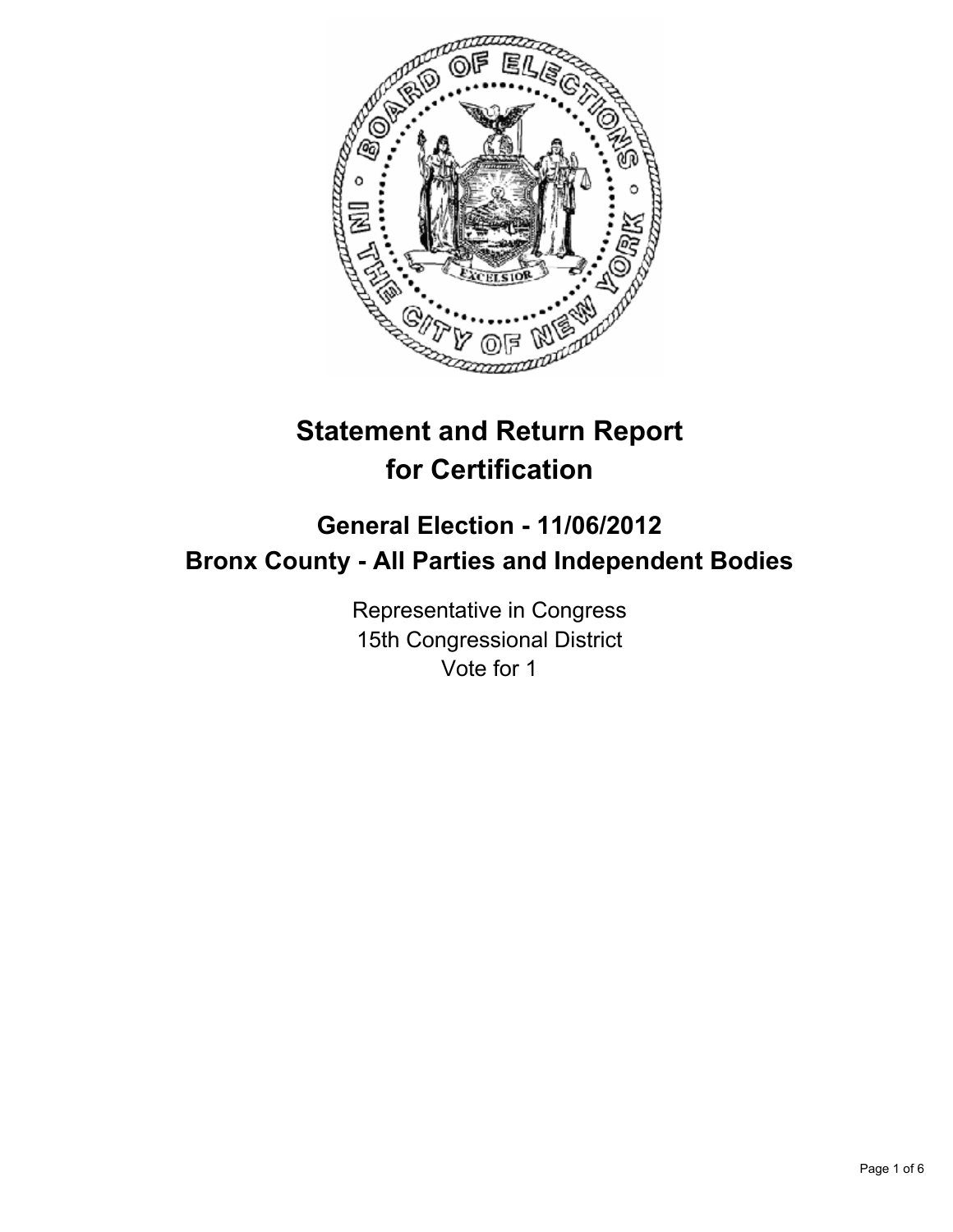# Statement and Return Report for Certification

## General Election - 11/06/2012
## Bronx County - All Parties and Independent Bodies

Representative in Congress
15th Congressional District
Vote for 1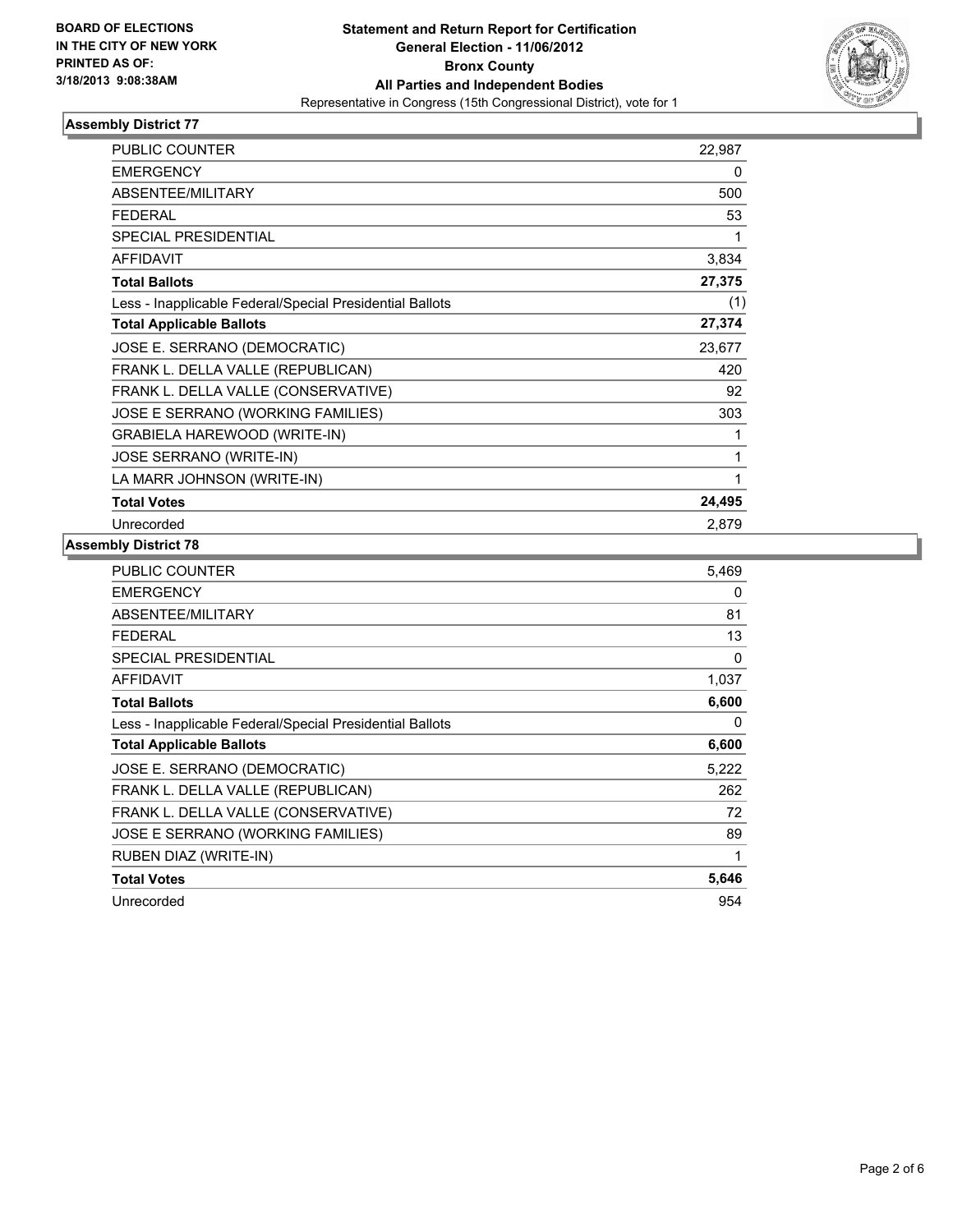**BOARD OF ELECTIONS IN THE CITY OF NEW YORK PRINTED AS OF: 3/18/2013 9:08:38AM**

# Statement and Return Report for Certification
## General Election - 11/06/2012
## Bronx County
## All Parties and Independent Bodies
Representative in Congress (15th Congressional District), vote for 1

### Assembly District 77

| | |
|---|---|
| PUBLIC COUNTER | 22,987 |
| EMERGENCY | 0 |
| ABSENTEE/MILITARY | 500 |
| FEDERAL | 53 |
| SPECIAL PRESIDENTIAL | 1 |
| AFFIDAVIT | 3,834 |
| **Total Ballots** | **27,375** |
| Less - Inapplicable Federal/Special Presidential Ballots | (1) |
| **Total Applicable Ballots** | **27,374** |
| JOSE E. SERRANO (DEMOCRATIC) | 23,677 |
| FRANK L. DELLA VALLE (REPUBLICAN) | 420 |
| FRANK L. DELLA VALLE (CONSERVATIVE) | 92 |
| JOSE E SERRANO (WORKING FAMILIES) | 303 |
| GRABIELA HAREWOOD (WRITE-IN) | 1 |
| JOSE SERRANO (WRITE-IN) | 1 |
| LA MARR JOHNSON (WRITE-IN) | 1 |
| **Total Votes** | **24,495** |
| Unrecorded | 2,879 |

### Assembly District 78

| | |
|---|---|
| PUBLIC COUNTER | 5,469 |
| EMERGENCY | 0 |
| ABSENTEE/MILITARY | 81 |
| FEDERAL | 13 |
| SPECIAL PRESIDENTIAL | 0 |
| AFFIDAVIT | 1,037 |
| **Total Ballots** | **6,600** |
| Less - Inapplicable Federal/Special Presidential Ballots | 0 |
| **Total Applicable Ballots** | **6,600** |
| JOSE E. SERRANO (DEMOCRATIC) | 5,222 |
| FRANK L. DELLA VALLE (REPUBLICAN) | 262 |
| FRANK L. DELLA VALLE (CONSERVATIVE) | 72 |
| JOSE E SERRANO (WORKING FAMILIES) | 89 |
| RUBEN DIAZ (WRITE-IN) | 1 |
| **Total Votes** | **5,646** |
| Unrecorded | 954 |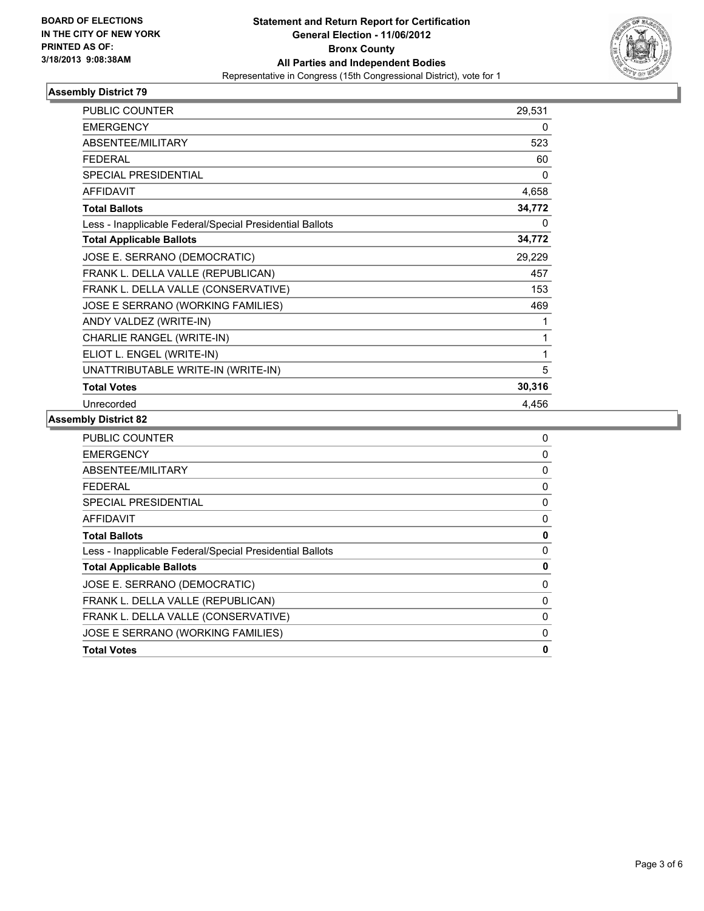BOARD OF ELECTIONS
IN THE CITY OF NEW YORK
PRINTED AS OF:
3/18/2013 9:08:38AM

**Statement and Return Report for Certification**
**General Election - 11/06/2012**
**Bronx County**
**All Parties and Independent Bodies**
Representative in Congress (15th Congressional District), vote for 1

## Assembly District 79

| | |
|---|---|
| PUBLIC COUNTER | 29,531 |
| EMERGENCY | 0 |
| ABSENTEE/MILITARY | 523 |
| FEDERAL | 60 |
| SPECIAL PRESIDENTIAL | 0 |
| AFFIDAVIT | 4,658 |
| **Total Ballots** | **34,772** |
| Less - Inapplicable Federal/Special Presidential Ballots | 0 |
| **Total Applicable Ballots** | **34,772** |
| JOSE E. SERRANO (DEMOCRATIC) | 29,229 |
| FRANK L. DELLA VALLE (REPUBLICAN) | 457 |
| FRANK L. DELLA VALLE (CONSERVATIVE) | 153 |
| JOSE E SERRANO (WORKING FAMILIES) | 469 |
| ANDY VALDEZ (WRITE-IN) | 1 |
| CHARLIE RANGEL (WRITE-IN) | 1 |
| ELIOT L. ENGEL (WRITE-IN) | 1 |
| UNATTRIBUTABLE WRITE-IN (WRITE-IN) | 5 |
| **Total Votes** | **30,316** |
| Unrecorded | 4,456 |

## Assembly District 82

| | |
|---|---|
| PUBLIC COUNTER | 0 |
| EMERGENCY | 0 |
| ABSENTEE/MILITARY | 0 |
| FEDERAL | 0 |
| SPECIAL PRESIDENTIAL | 0 |
| AFFIDAVIT | 0 |
| **Total Ballots** | **0** |
| Less - Inapplicable Federal/Special Presidential Ballots | 0 |
| **Total Applicable Ballots** | **0** |
| JOSE E. SERRANO (DEMOCRATIC) | 0 |
| FRANK L. DELLA VALLE (REPUBLICAN) | 0 |
| FRANK L. DELLA VALLE (CONSERVATIVE) | 0 |
| JOSE E SERRANO (WORKING FAMILIES) | 0 |
| **Total Votes** | **0** |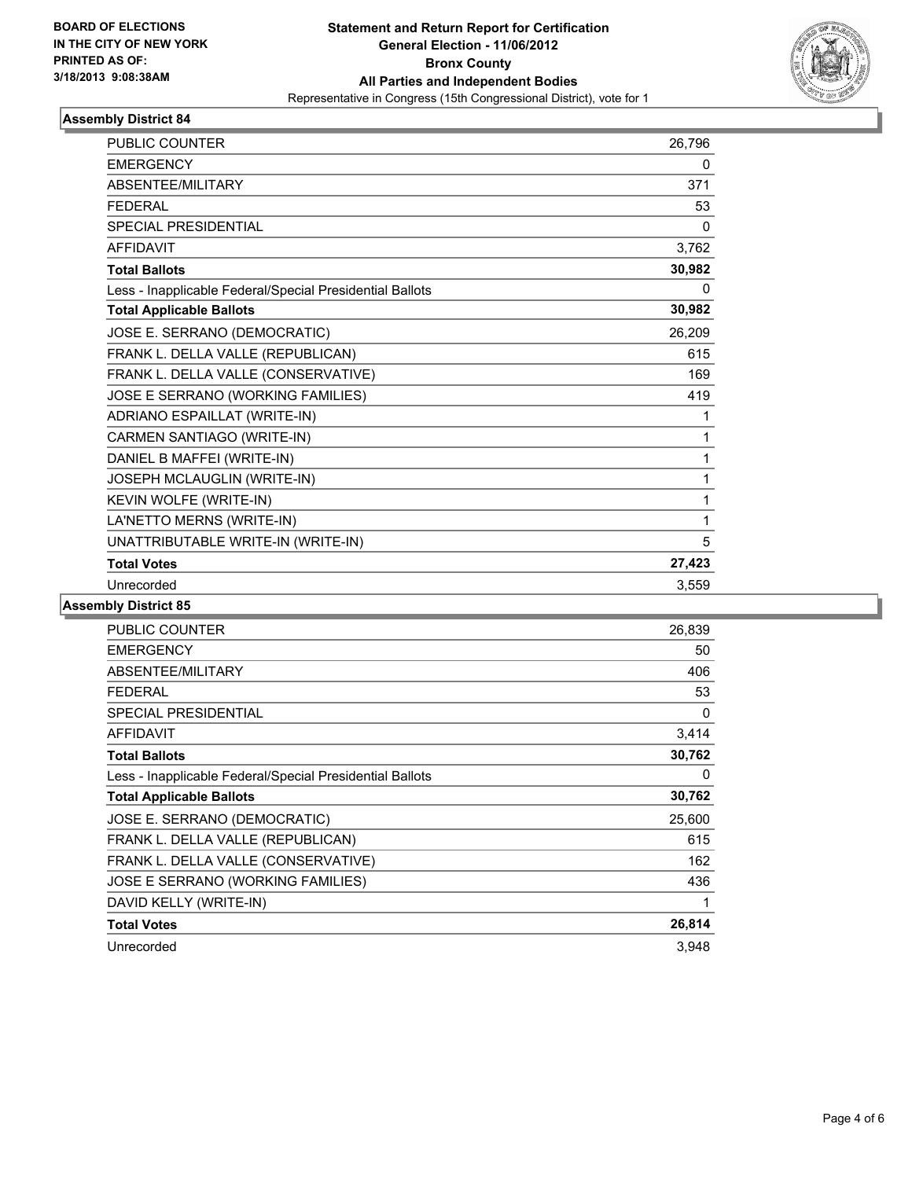BOARD OF ELECTIONS
IN THE CITY OF NEW YORK
PRINTED AS OF:
3/18/2013 9:08:38AM

**Statement and Return Report for Certification**
**General Election - 11/06/2012**
**Bronx County**
**All Parties and Independent Bodies**
Representative in Congress (15th Congressional District), vote for 1

## Assembly District 84

| | |
|---|---|
| PUBLIC COUNTER | 26,796 |
| EMERGENCY | 0 |
| ABSENTEE/MILITARY | 371 |
| FEDERAL | 53 |
| SPECIAL PRESIDENTIAL | 0 |
| AFFIDAVIT | 3,762 |
| **Total Ballots** | **30,982** |
| Less - Inapplicable Federal/Special Presidential Ballots | 0 |
| **Total Applicable Ballots** | **30,982** |
| JOSE E. SERRANO (DEMOCRATIC) | 26,209 |
| FRANK L. DELLA VALLE (REPUBLICAN) | 615 |
| FRANK L. DELLA VALLE (CONSERVATIVE) | 169 |
| JOSE E SERRANO (WORKING FAMILIES) | 419 |
| ADRIANO ESPAILLAT (WRITE-IN) | 1 |
| CARMEN SANTIAGO (WRITE-IN) | 1 |
| DANIEL B MAFFEI (WRITE-IN) | 1 |
| JOSEPH MCLAUGLIN (WRITE-IN) | 1 |
| KEVIN WOLFE (WRITE-IN) | 1 |
| LA'NETTO MERNS (WRITE-IN) | 1 |
| UNATTRIBUTABLE WRITE-IN (WRITE-IN) | 5 |
| **Total Votes** | **27,423** |
| Unrecorded | 3,559 |

## Assembly District 85

| | |
|---|---|
| PUBLIC COUNTER | 26,839 |
| EMERGENCY | 50 |
| ABSENTEE/MILITARY | 406 |
| FEDERAL | 53 |
| SPECIAL PRESIDENTIAL | 0 |
| AFFIDAVIT | 3,414 |
| **Total Ballots** | **30,762** |
| Less - Inapplicable Federal/Special Presidential Ballots | 0 |
| **Total Applicable Ballots** | **30,762** |
| JOSE E. SERRANO (DEMOCRATIC) | 25,600 |
| FRANK L. DELLA VALLE (REPUBLICAN) | 615 |
| FRANK L. DELLA VALLE (CONSERVATIVE) | 162 |
| JOSE E SERRANO (WORKING FAMILIES) | 436 |
| DAVID KELLY (WRITE-IN) | 1 |
| **Total Votes** | **26,814** |
| Unrecorded | 3,948 |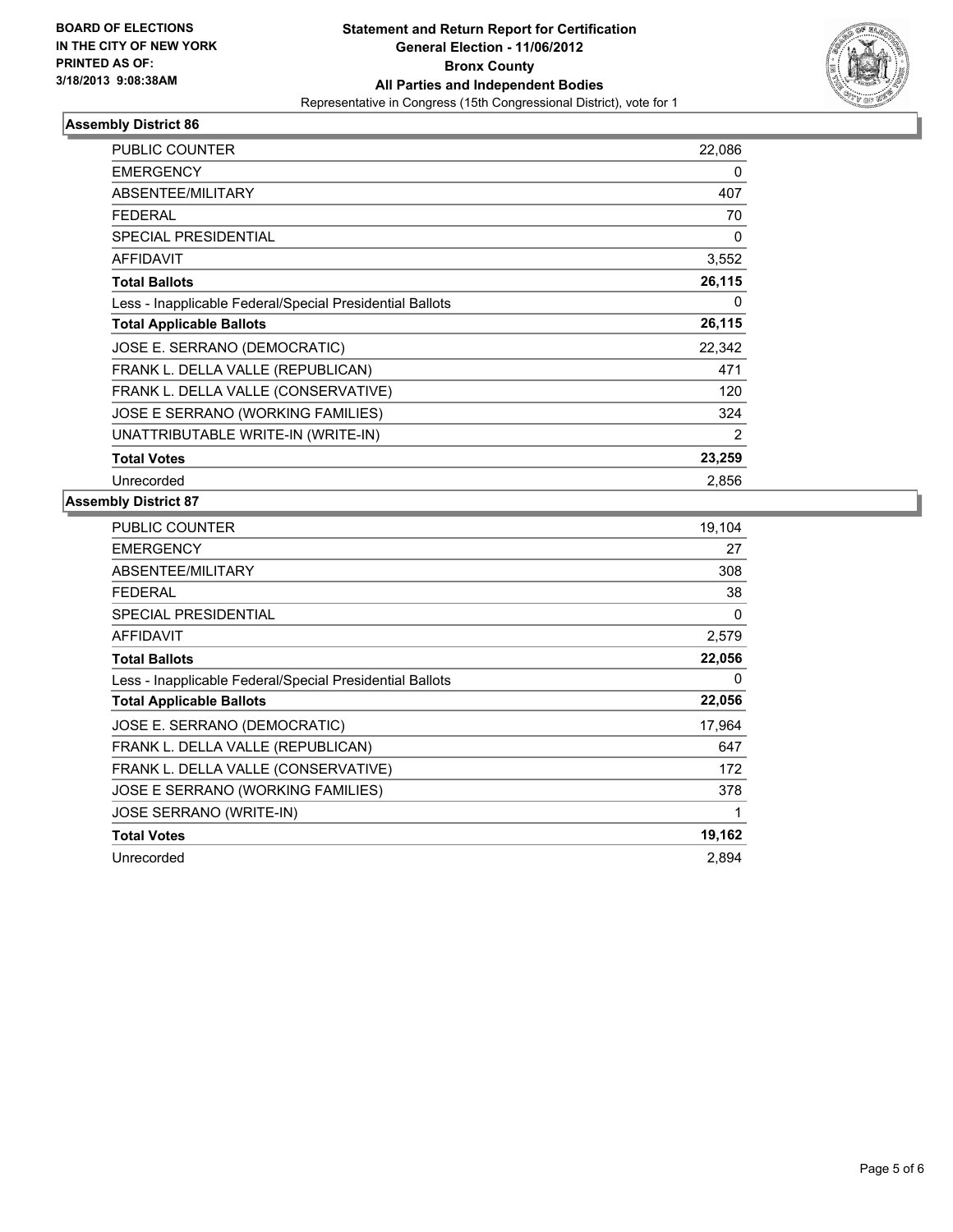**BOARD OF ELECTIONS IN THE CITY OF NEW YORK PRINTED AS OF: 3/18/2013 9:08:38AM**

**Statement and Return Report for Certification**
**General Election - 11/06/2012**
**Bronx County**
**All Parties and Independent Bodies**
Representative in Congress (15th Congressional District), vote for 1

## Assembly District 86

| | |
|---|---|
| PUBLIC COUNTER | 22,086 |
| EMERGENCY | 0 |
| ABSENTEE/MILITARY | 407 |
| FEDERAL | 70 |
| SPECIAL PRESIDENTIAL | 0 |
| AFFIDAVIT | 3,552 |
| **Total Ballots** | **26,115** |
| Less - Inapplicable Federal/Special Presidential Ballots | 0 |
| **Total Applicable Ballots** | **26,115** |
| JOSE E. SERRANO (DEMOCRATIC) | 22,342 |
| FRANK L. DELLA VALLE (REPUBLICAN) | 471 |
| FRANK L. DELLA VALLE (CONSERVATIVE) | 120 |
| JOSE E SERRANO (WORKING FAMILIES) | 324 |
| UNATTRIBUTABLE WRITE-IN (WRITE-IN) | 2 |
| **Total Votes** | **23,259** |
| Unrecorded | 2,856 |

## Assembly District 87

| | |
|---|---|
| PUBLIC COUNTER | 19,104 |
| EMERGENCY | 27 |
| ABSENTEE/MILITARY | 308 |
| FEDERAL | 38 |
| SPECIAL PRESIDENTIAL | 0 |
| AFFIDAVIT | 2,579 |
| **Total Ballots** | **22,056** |
| Less - Inapplicable Federal/Special Presidential Ballots | 0 |
| **Total Applicable Ballots** | **22,056** |
| JOSE E. SERRANO (DEMOCRATIC) | 17,964 |
| FRANK L. DELLA VALLE (REPUBLICAN) | 647 |
| FRANK L. DELLA VALLE (CONSERVATIVE) | 172 |
| JOSE E SERRANO (WORKING FAMILIES) | 378 |
| JOSE SERRANO (WRITE-IN) | 1 |
| **Total Votes** | **19,162** |
| Unrecorded | 2,894 |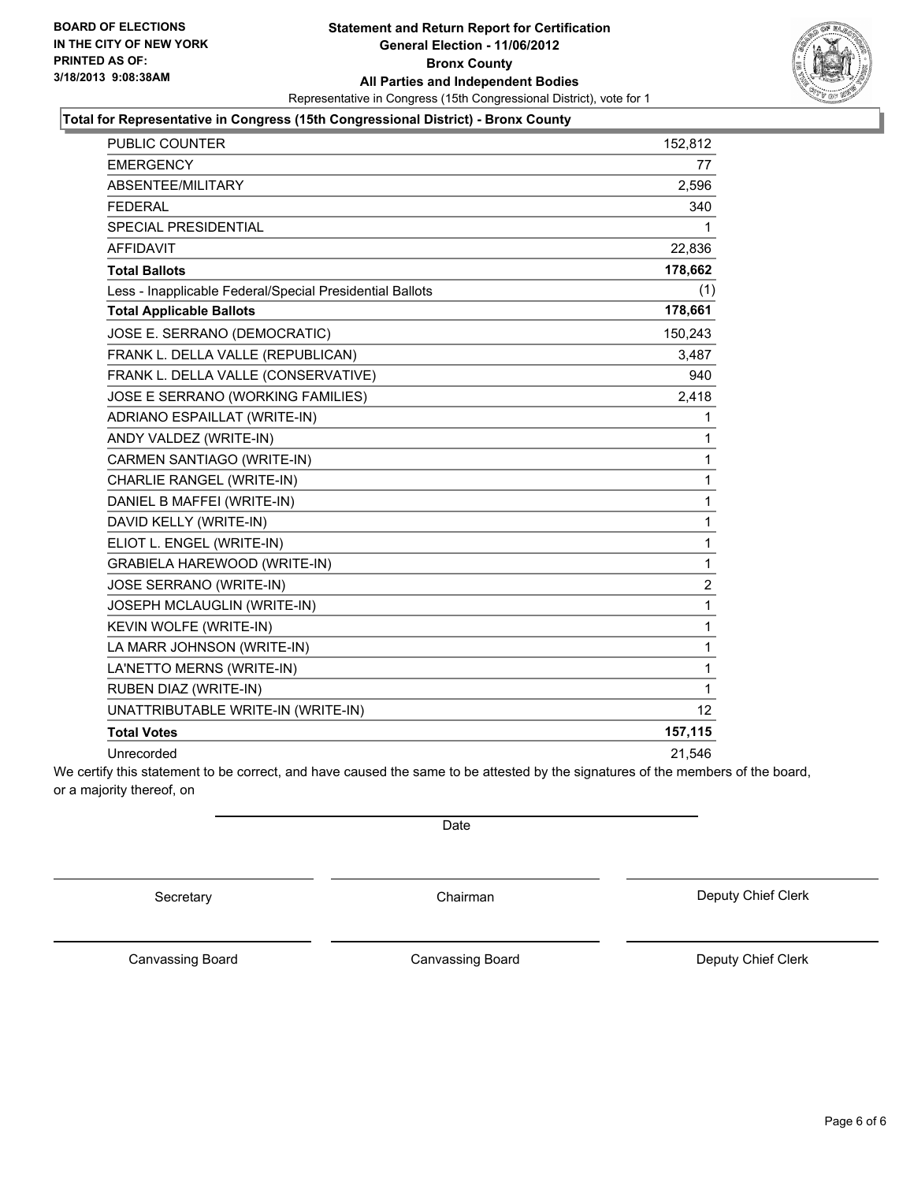**BOARD OF ELECTIONS IN THE CITY OF NEW YORK PRINTED AS OF: 3/18/2013 9:08:38AM**

# Statement and Return Report for Certification
## General Election - 11/06/2012
## Bronx County
## All Parties and Independent Bodies

Representative in Congress (15th Congressional District), vote for 1

**Total for Representative in Congress (15th Congressional District) - Bronx County**

| | |
|---|---|
| PUBLIC COUNTER | 152,812 |
| EMERGENCY | 77 |
| ABSENTEE/MILITARY | 2,596 |
| FEDERAL | 340 |
| SPECIAL PRESIDENTIAL | 1 |
| AFFIDAVIT | 22,836 |
| **Total Ballots** | **178,662** |
| Less - Inapplicable Federal/Special Presidential Ballots | (1) |
| **Total Applicable Ballots** | **178,661** |
| JOSE E. SERRANO (DEMOCRATIC) | 150,243 |
| FRANK L. DELLA VALLE (REPUBLICAN) | 3,487 |
| FRANK L. DELLA VALLE (CONSERVATIVE) | 940 |
| JOSE E SERRANO (WORKING FAMILIES) | 2,418 |
| ADRIANO ESPAILLAT (WRITE-IN) | 1 |
| ANDY VALDEZ (WRITE-IN) | 1 |
| CARMEN SANTIAGO (WRITE-IN) | 1 |
| CHARLIE RANGEL (WRITE-IN) | 1 |
| DANIEL B MAFFEI (WRITE-IN) | 1 |
| DAVID KELLY (WRITE-IN) | 1 |
| ELIOT L. ENGEL (WRITE-IN) | 1 |
| GRABIELA HAREWOOD (WRITE-IN) | 1 |
| JOSE SERRANO (WRITE-IN) | 2 |
| JOSEPH MCLAUGLIN (WRITE-IN) | 1 |
| KEVIN WOLFE (WRITE-IN) | 1 |
| LA MARR JOHNSON (WRITE-IN) | 1 |
| LA'NETTO MERNS (WRITE-IN) | 1 |
| RUBEN DIAZ (WRITE-IN) | 1 |
| UNATTRIBUTABLE WRITE-IN (WRITE-IN) | 12 |
| **Total Votes** | **157,115** |
| Unrecorded | 21,546 |

We certify this statement to be correct, and have caused the same to be attested by the signatures of the members of the board, or a majority thereof, on

Date

Secretary | Chairman | Deputy Chief Clerk

Canvassing Board | Canvassing Board | Deputy Chief Clerk